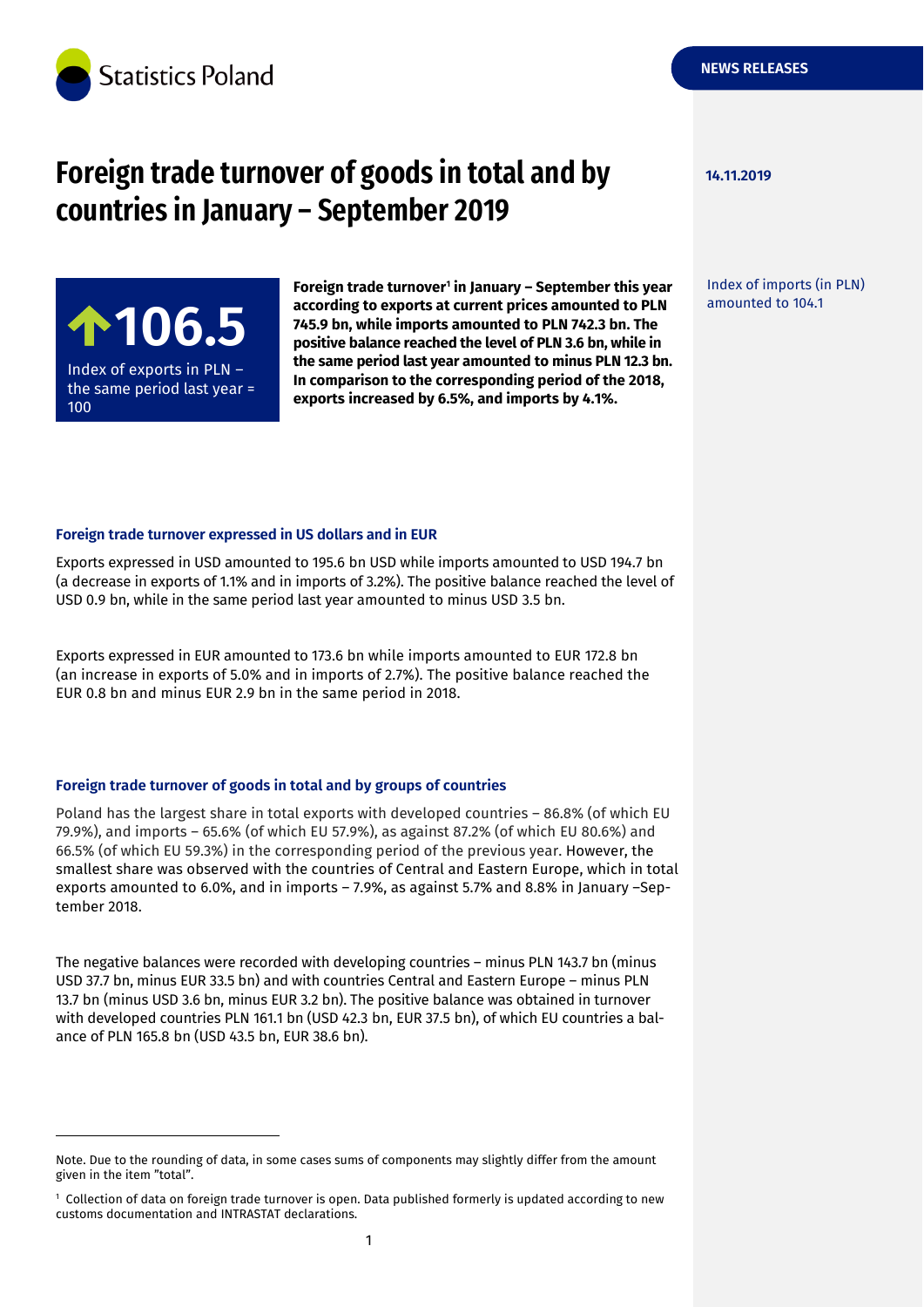Statistics Poland

NEWS RELEASES

14.11.2019

# Foreign trade turnover of goods in total and by countries in January – September 2019

**106.5**

Index of exports in PLN – the same period last year = 100

**Foreign trade turnover[1] in January – September this year according to exports at current prices amounted to PLN 745.9 bn, while imports amounted to PLN 742.3 bn. The positive balance reached the level of PLN 3.6 bn, while in the same period last year amounted to minus PLN 12.3 bn. In comparison to the corresponding period of the 2018, exports increased by 6.5%, and imports by 4.1%.**

Index of imports (in PLN) amounted to 104.1

### Foreign trade turnover expressed in US dollars and in EUR

Exports expressed in USD amounted to 195.6 bn USD while imports amounted to USD 194.7 bn (a decrease in exports of 1.1% and in imports of 3.2%). The positive balance reached the level of USD 0.9 bn, while in the same period last year amounted to minus USD 3.5 bn.

Exports expressed in EUR amounted to 173.6 bn while imports amounted to EUR 172.8 bn (an increase in exports of 5.0% and in imports of 2.7%). The positive balance reached the EUR 0.8 bn and minus EUR 2.9 bn in the same period in 2018.

### Foreign trade turnover of goods in total and by groups of countries

Poland has the largest share in total exports with developed countries – 86.8% (of which EU 79.9%), and imports – 65.6% (of which EU 57.9%), as against 87.2% (of which EU 80.6%) and 66.5% (of which EU 59.3%) in the corresponding period of the previous year. However, the smallest share was observed with the countries of Central and Eastern Europe, which in total exports amounted to 6.0%, and in imports – 7.9%, as against 5.7% and 8.8% in January –September 2018.

The negative balances were recorded with developing countries – minus PLN 143.7 bn (minus USD 37.7 bn, minus EUR 33.5 bn) and with countries Central and Eastern Europe – minus PLN 13.7 bn (minus USD 3.6 bn, minus EUR 3.2 bn). The positive balance was obtained in turnover with developed countries PLN 161.1 bn (USD 42.3 bn, EUR 37.5 bn), of which EU countries a balance of PLN 165.8 bn (USD 43.5 bn, EUR 38.6 bn).

---

Note. Due to the rounding of data, in some cases sums of components may slightly differ from the amount given in the item "total".

[1] Collection of data on foreign trade turnover is open. Data published formerly is updated according to new customs documentation and INTRASTAT declarations.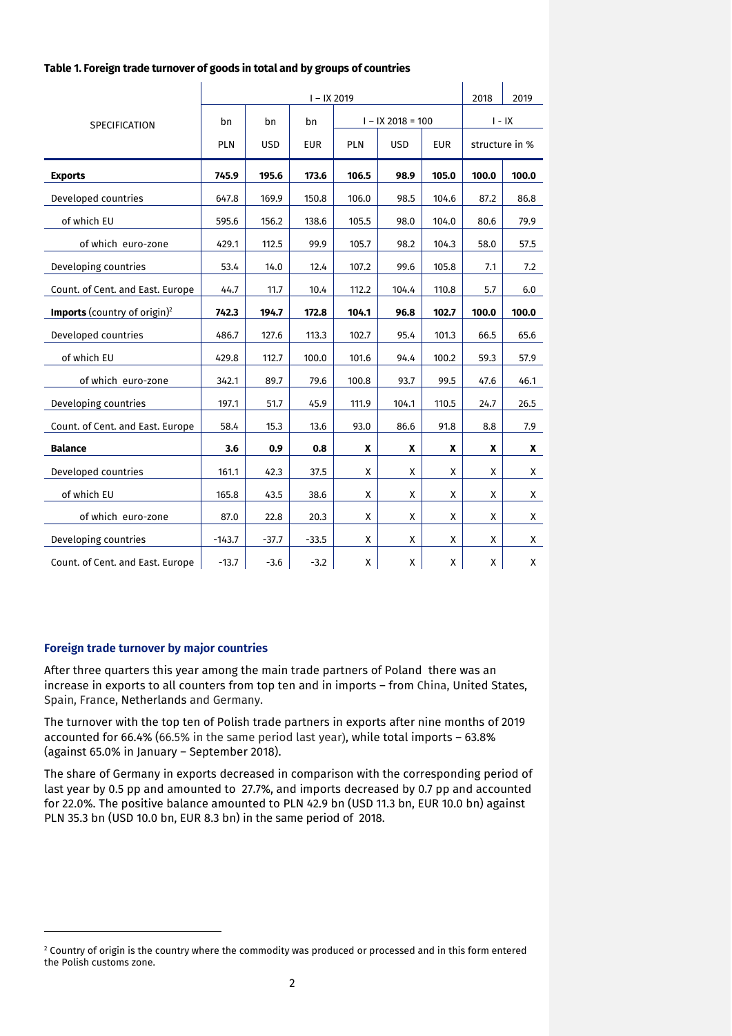**Table 1. Foreign trade turnover of goods in total and by groups of countries**

| SPECIFICATION | I – IX 2019 | | | | | | 2018 | 2019 |
|---|---|---|---|---|---|---|---|---|
| | bn | bn | bn | I – IX 2018 = 100 | | | I - IX | |
| | PLN | USD | EUR | PLN | USD | EUR | structure in % | |
| **Exports** | **745.9** | **195.6** | **173.6** | **106.5** | **98.9** | **105.0** | **100.0** | **100.0** |
| Developed countries | 647.8 | 169.9 | 150.8 | 106.0 | 98.5 | 104.6 | 87.2 | 86.8 |
| of which EU | 595.6 | 156.2 | 138.6 | 105.5 | 98.0 | 104.0 | 80.6 | 79.9 |
| of which euro-zone | 429.1 | 112.5 | 99.9 | 105.7 | 98.2 | 104.3 | 58.0 | 57.5 |
| Developing countries | 53.4 | 14.0 | 12.4 | 107.2 | 99.6 | 105.8 | 7.1 | 7.2 |
| Count. of Cent. and East. Europe | 44.7 | 11.7 | 10.4 | 112.2 | 104.4 | 110.8 | 5.7 | 6.0 |
| **Imports** (country of origin)[2] | **742.3** | **194.7** | **172.8** | **104.1** | **96.8** | **102.7** | **100.0** | **100.0** |
| Developed countries | 486.7 | 127.6 | 113.3 | 102.7 | 95.4 | 101.3 | 66.5 | 65.6 |
| of which EU | 429.8 | 112.7 | 100.0 | 101.6 | 94.4 | 100.2 | 59.3 | 57.9 |
| of which euro-zone | 342.1 | 89.7 | 79.6 | 100.8 | 93.7 | 99.5 | 47.6 | 46.1 |
| Developing countries | 197.1 | 51.7 | 45.9 | 111.9 | 104.1 | 110.5 | 24.7 | 26.5 |
| Count. of Cent. and East. Europe | 58.4 | 15.3 | 13.6 | 93.0 | 86.6 | 91.8 | 8.8 | 7.9 |
| **Balance** | **3.6** | **0.9** | **0.8** | **X** | **X** | **X** | **X** | **X** |
| Developed countries | 161.1 | 42.3 | 37.5 | X | X | X | X | X |
| of which EU | 165.8 | 43.5 | 38.6 | X | X | X | X | X |
| of which euro-zone | 87.0 | 22.8 | 20.3 | X | X | X | X | X |
| Developing countries | -143.7 | -37.7 | -33.5 | X | X | X | X | X |
| Count. of Cent. and East. Europe | -13.7 | -3.6 | -3.2 | X | X | X | X | X |

### Foreign trade turnover by major countries

After three quarters this year among the main trade partners of Poland there was an increase in exports to all counters from top ten and in imports – from China, United States, Spain, France, Netherlands and Germany.

The turnover with the top ten of Polish trade partners in exports after nine months of 2019 accounted for 66.4% (66.5% in the same period last year), while total imports – 63.8% (against 65.0% in January – September 2018).

The share of Germany in exports decreased in comparison with the corresponding period of last year by 0.5 pp and amounted to 27.7%, and imports decreased by 0.7 pp and accounted for 22.0%. The positive balance amounted to PLN 42.9 bn (USD 11.3 bn, EUR 10.0 bn) against PLN 35.3 bn (USD 10.0 bn, EUR 8.3 bn) in the same period of 2018.

[2] Country of origin is the country where the commodity was produced or processed and in this form entered the Polish customs zone.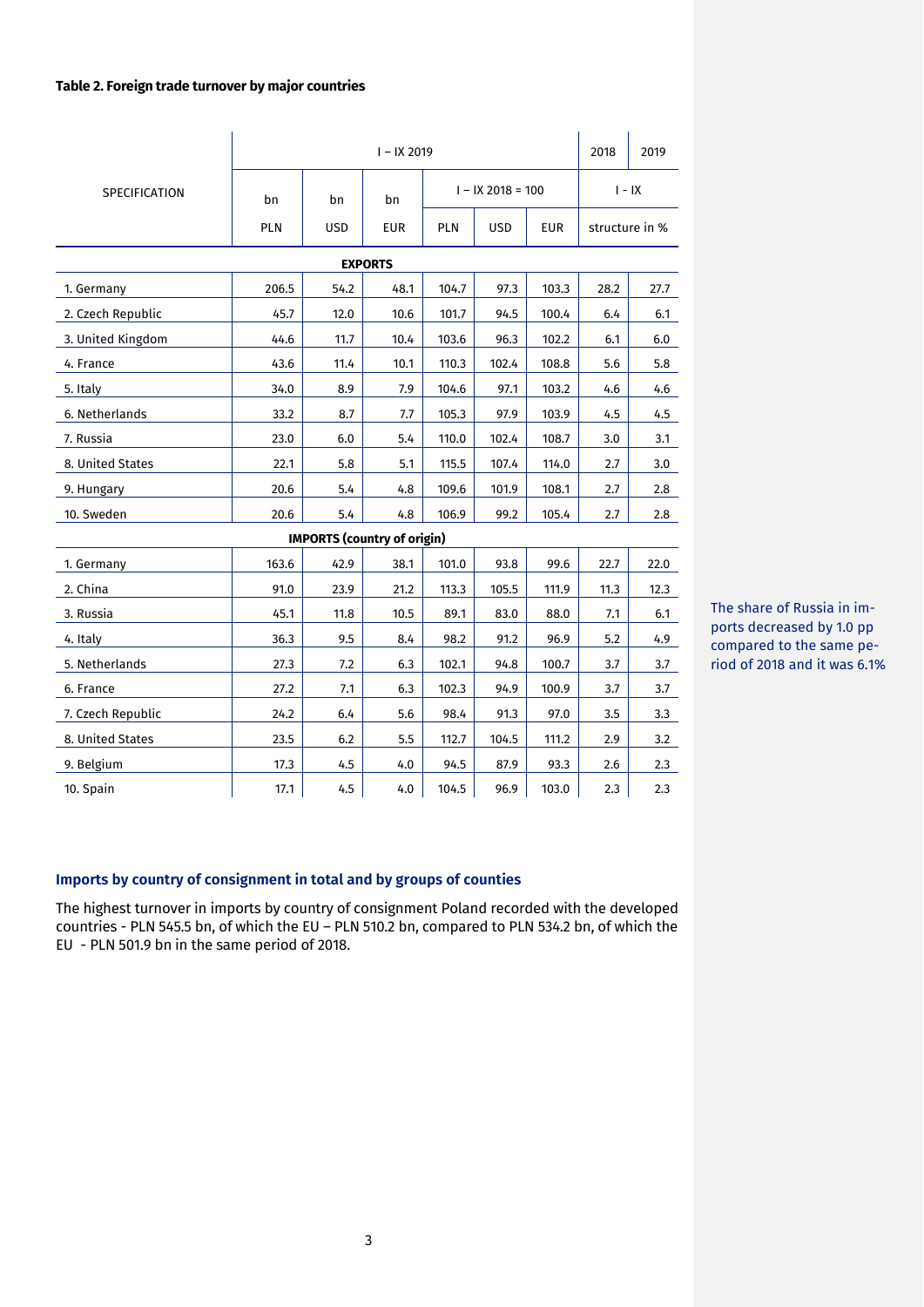**Table 2. Foreign trade turnover by major countries**

| SPECIFICATION | I – IX 2019 | | | | | | 2018 | 2019 |
|---|---|---|---|---|---|---|---|---|
| | bn | bn | bn | I – IX 2018 = 100 | | | I - IX | |
| | PLN | USD | EUR | PLN | USD | EUR | structure in % | |
| **EXPORTS** | | | | | | | | |
| 1. Germany | 206.5 | 54.2 | 48.1 | 104.7 | 97.3 | 103.3 | 28.2 | 27.7 |
| 2. Czech Republic | 45.7 | 12.0 | 10.6 | 101.7 | 94.5 | 100.4 | 6.4 | 6.1 |
| 3. United Kingdom | 44.6 | 11.7 | 10.4 | 103.6 | 96.3 | 102.2 | 6.1 | 6.0 |
| 4. France | 43.6 | 11.4 | 10.1 | 110.3 | 102.4 | 108.8 | 5.6 | 5.8 |
| 5. Italy | 34.0 | 8.9 | 7.9 | 104.6 | 97.1 | 103.2 | 4.6 | 4.6 |
| 6. Netherlands | 33.2 | 8.7 | 7.7 | 105.3 | 97.9 | 103.9 | 4.5 | 4.5 |
| 7. Russia | 23.0 | 6.0 | 5.4 | 110.0 | 102.4 | 108.7 | 3.0 | 3.1 |
| 8. United States | 22.1 | 5.8 | 5.1 | 115.5 | 107.4 | 114.0 | 2.7 | 3.0 |
| 9. Hungary | 20.6 | 5.4 | 4.8 | 109.6 | 101.9 | 108.1 | 2.7 | 2.8 |
| 10. Sweden | 20.6 | 5.4 | 4.8 | 106.9 | 99.2 | 105.4 | 2.7 | 2.8 |
| **IMPORTS (country of origin)** | | | | | | | | |
| 1. Germany | 163.6 | 42.9 | 38.1 | 101.0 | 93.8 | 99.6 | 22.7 | 22.0 |
| 2. China | 91.0 | 23.9 | 21.2 | 113.3 | 105.5 | 111.9 | 11.3 | 12.3 |
| 3. Russia | 45.1 | 11.8 | 10.5 | 89.1 | 83.0 | 88.0 | 7.1 | 6.1 |
| 4. Italy | 36.3 | 9.5 | 8.4 | 98.2 | 91.2 | 96.9 | 5.2 | 4.9 |
| 5. Netherlands | 27.3 | 7.2 | 6.3 | 102.1 | 94.8 | 100.7 | 3.7 | 3.7 |
| 6. France | 27.2 | 7.1 | 6.3 | 102.3 | 94.9 | 100.9 | 3.7 | 3.7 |
| 7. Czech Republic | 24.2 | 6.4 | 5.6 | 98.4 | 91.3 | 97.0 | 3.5 | 3.3 |
| 8. United States | 23.5 | 6.2 | 5.5 | 112.7 | 104.5 | 111.2 | 2.9 | 3.2 |
| 9. Belgium | 17.3 | 4.5 | 4.0 | 94.5 | 87.9 | 93.3 | 2.6 | 2.3 |
| 10. Spain | 17.1 | 4.5 | 4.0 | 104.5 | 96.9 | 103.0 | 2.3 | 2.3 |

The share of Russia in imports decreased by 1.0 pp compared to the same period of 2018 and it was 6.1%

### Imports by country of consignment in total and by groups of counties

The highest turnover in imports by country of consignment Poland recorded with the developed countries - PLN 545.5 bn, of which the EU – PLN 510.2 bn, compared to PLN 534.2 bn, of which the EU - PLN 501.9 bn in the same period of 2018.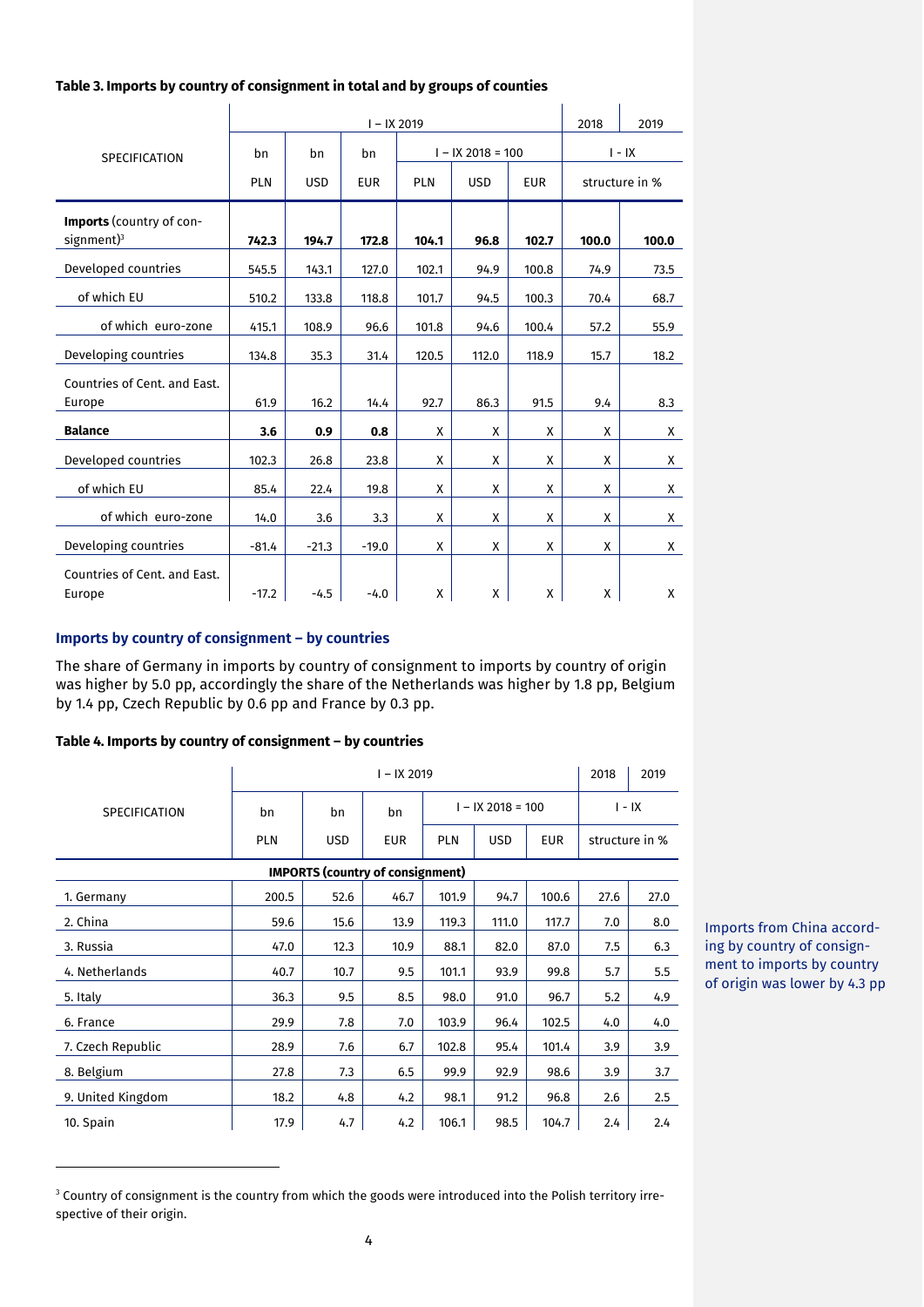**Table 3. Imports by country of consignment in total and by groups of counties**

| SPECIFICATION | I – IX 2019 | | | | | | 2018 | 2019 |
|---|---|---|---|---|---|---|---|---|
| | bn | bn | bn | I – IX 2018 = 100 | | | I - IX | |
| | PLN | USD | EUR | PLN | USD | EUR | structure in % | |
| **Imports** (country of consignment)[3] | **742.3** | **194.7** | **172.8** | **104.1** | **96.8** | **102.7** | **100.0** | **100.0** |
| Developed countries | 545.5 | 143.1 | 127.0 | 102.1 | 94.9 | 100.8 | 74.9 | 73.5 |
| of which EU | 510.2 | 133.8 | 118.8 | 101.7 | 94.5 | 100.3 | 70.4 | 68.7 |
| of which euro-zone | 415.1 | 108.9 | 96.6 | 101.8 | 94.6 | 100.4 | 57.2 | 55.9 |
| Developing countries | 134.8 | 35.3 | 31.4 | 120.5 | 112.0 | 118.9 | 15.7 | 18.2 |
| Countries of Cent. and East. Europe | 61.9 | 16.2 | 14.4 | 92.7 | 86.3 | 91.5 | 9.4 | 8.3 |
| **Balance** | **3.6** | **0.9** | **0.8** | X | X | X | X | X |
| Developed countries | 102.3 | 26.8 | 23.8 | X | X | X | X | X |
| of which EU | 85.4 | 22.4 | 19.8 | X | X | X | X | X |
| of which euro-zone | 14.0 | 3.6 | 3.3 | X | X | X | X | X |
| Developing countries | -81.4 | -21.3 | -19.0 | X | X | X | X | X |
| Countries of Cent. and East. Europe | -17.2 | -4.5 | -4.0 | X | X | X | X | X |

### Imports by country of consignment – by countries

The share of Germany in imports by country of consignment to imports by country of origin was higher by 5.0 pp, accordingly the share of the Netherlands was higher by 1.8 pp, Belgium by 1.4 pp, Czech Republic by 0.6 pp and France by 0.3 pp.

Imports from China according by country of consignment to imports by country of origin was lower by 4.3 pp

**Table 4. Imports by country of consignment – by countries**

| SPECIFICATION | I – IX 2019 | | | | | | 2018 | 2019 |
|---|---|---|---|---|---|---|---|---|
| | bn | bn | bn | I – IX 2018 = 100 | | | I - IX | |
| | PLN | USD | EUR | PLN | USD | EUR | structure in % | |
| | | | **IMPORTS (country of consignment)** | | | | | |
| 1. Germany | 200.5 | 52.6 | 46.7 | 101.9 | 94.7 | 100.6 | 27.6 | 27.0 |
| 2. China | 59.6 | 15.6 | 13.9 | 119.3 | 111.0 | 117.7 | 7.0 | 8.0 |
| 3. Russia | 47.0 | 12.3 | 10.9 | 88.1 | 82.0 | 87.0 | 7.5 | 6.3 |
| 4. Netherlands | 40.7 | 10.7 | 9.5 | 101.1 | 93.9 | 99.8 | 5.7 | 5.5 |
| 5. Italy | 36.3 | 9.5 | 8.5 | 98.0 | 91.0 | 96.7 | 5.2 | 4.9 |
| 6. France | 29.9 | 7.8 | 7.0 | 103.9 | 96.4 | 102.5 | 4.0 | 4.0 |
| 7. Czech Republic | 28.9 | 7.6 | 6.7 | 102.8 | 95.4 | 101.4 | 3.9 | 3.9 |
| 8. Belgium | 27.8 | 7.3 | 6.5 | 99.9 | 92.9 | 98.6 | 3.9 | 3.7 |
| 9. United Kingdom | 18.2 | 4.8 | 4.2 | 98.1 | 91.2 | 96.8 | 2.6 | 2.5 |
| 10. Spain | 17.9 | 4.7 | 4.2 | 106.1 | 98.5 | 104.7 | 2.4 | 2.4 |

[3] Country of consignment is the country from which the goods were introduced into the Polish territory irrespective of their origin.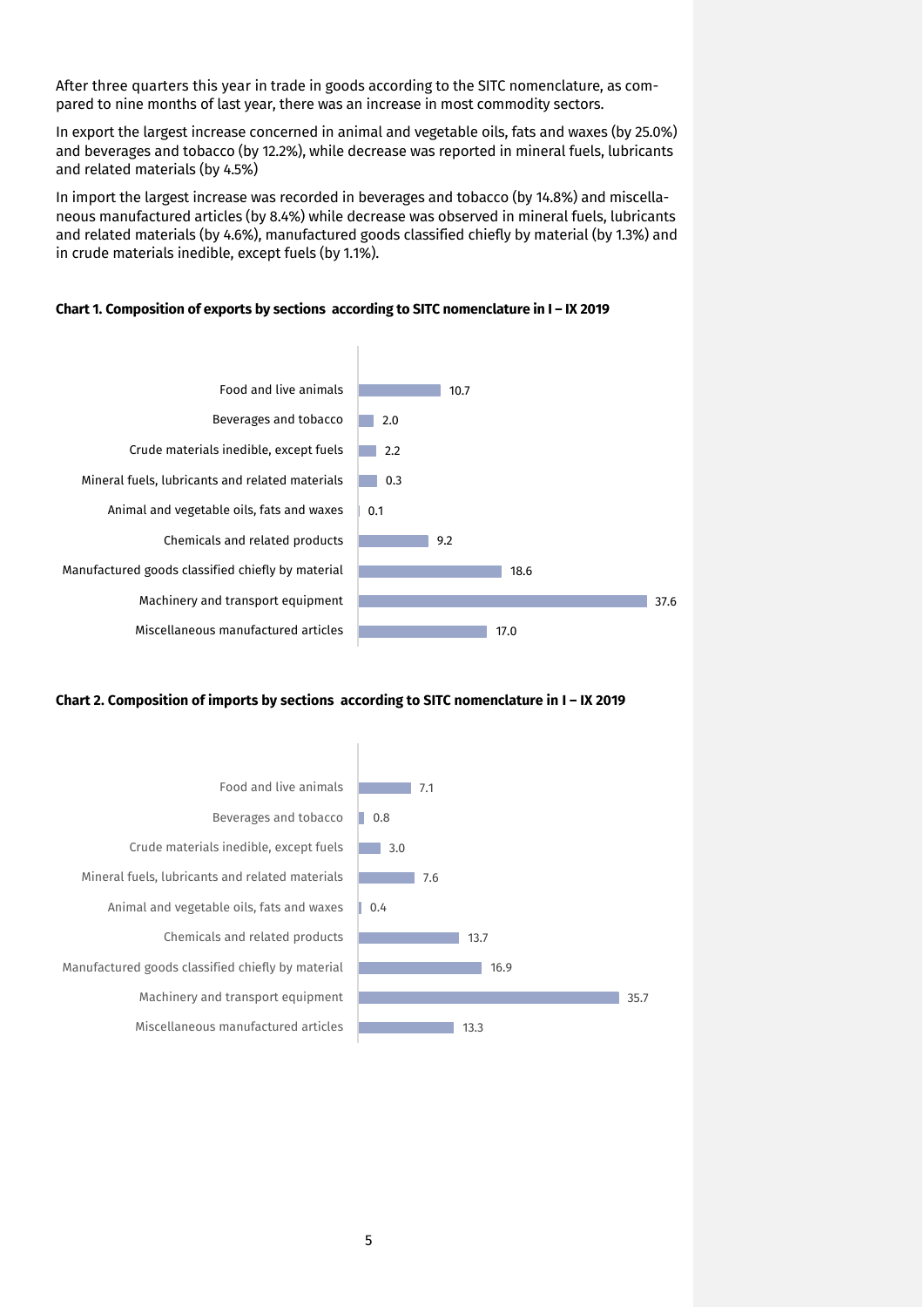After three quarters this year in trade in goods according to the SITC nomenclature, as compared to nine months of last year, there was an increase in most commodity sectors.

In export the largest increase concerned in animal and vegetable oils, fats and waxes (by 25.0%) and beverages and tobacco (by 12.2%), while decrease was reported in mineral fuels, lubricants and related materials (by 4.5%)

In import the largest increase was recorded in beverages and tobacco (by 14.8%) and miscellaneous manufactured articles (by 8.4%) while decrease was observed in mineral fuels, lubricants and related materials (by 4.6%), manufactured goods classified chiefly by material (by 1.3%) and in crude materials inedible, except fuels (by 1.1%).

**Chart 1. Composition of exports by sections according to SITC nomenclature in I – IX 2019**

| Section | Value |
|---|---|
| Food and live animals | 10.7 |
| Beverages and tobacco | 2.0 |
| Crude materials inedible, except fuels | 2.2 |
| Mineral fuels, lubricants and related materials | 0.3 |
| Animal and vegetable oils, fats and waxes | 0.1 |
| Chemicals and related products | 9.2 |
| Manufactured goods classified chiefly by material | 18.6 |
| Machinery and transport equipment | 37.6 |
| Miscellaneous manufactured articles | 17.0 |

**Chart 2. Composition of imports by sections according to SITC nomenclature in I – IX 2019**

| Section | Value |
|---|---|
| Food and live animals | 7.1 |
| Beverages and tobacco | 0.8 |
| Crude materials inedible, except fuels | 3.0 |
| Mineral fuels, lubricants and related materials | 7.6 |
| Animal and vegetable oils, fats and waxes | 0.4 |
| Chemicals and related products | 13.7 |
| Manufactured goods classified chiefly by material | 16.9 |
| Machinery and transport equipment | 35.7 |
| Miscellaneous manufactured articles | 13.3 |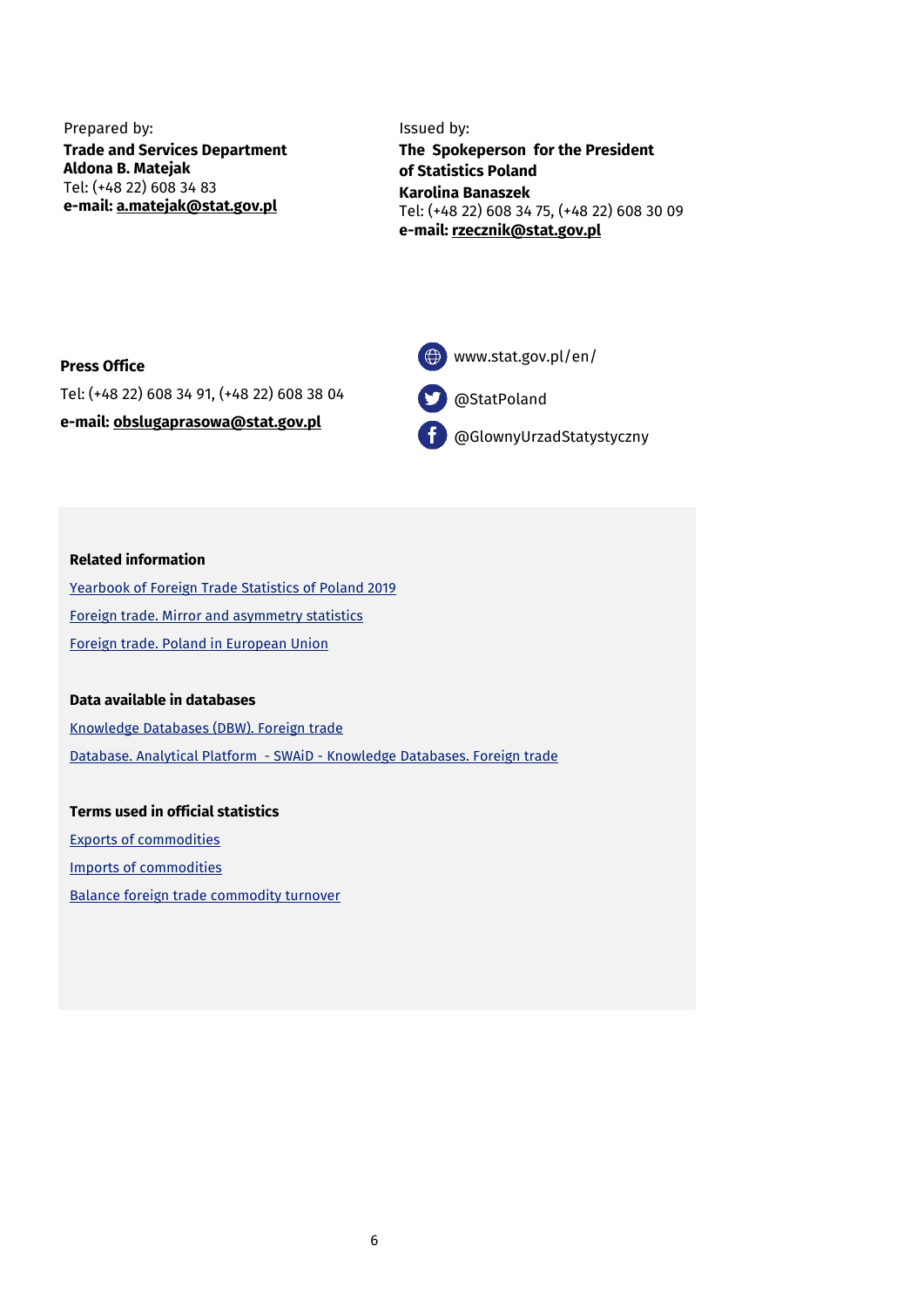Prepared by:
**Trade and Services Department**
**Aldona B. Matejak**
Tel: (+48 22) 608 34 83
**e-mail: a.matejak@stat.gov.pl**

Issued by:
**The Spokeperson for the President of Statistics Poland**
**Karolina Banaszek**
Tel: (+48 22) 608 34 75, (+48 22) 608 30 09
**e-mail: rzecznik@stat.gov.pl**

**Press Office**
Tel: (+48 22) 608 34 91, (+48 22) 608 38 04
**e-mail: obslugaprasowa@stat.gov.pl**

www.stat.gov.pl/en/
@StatPoland
@GlownyUrzadStatystyczny

**Related information**

Yearbook of Foreign Trade Statistics of Poland 2019

Foreign trade. Mirror and asymmetry statistics

Foreign trade. Poland in European Union

**Data available in databases**

Knowledge Databases (DBW). Foreign trade

Database. Analytical Platform - SWAiD - Knowledge Databases. Foreign trade

**Terms used in official statistics**

Exports of commodities

Imports of commodities

Balance foreign trade commodity turnover